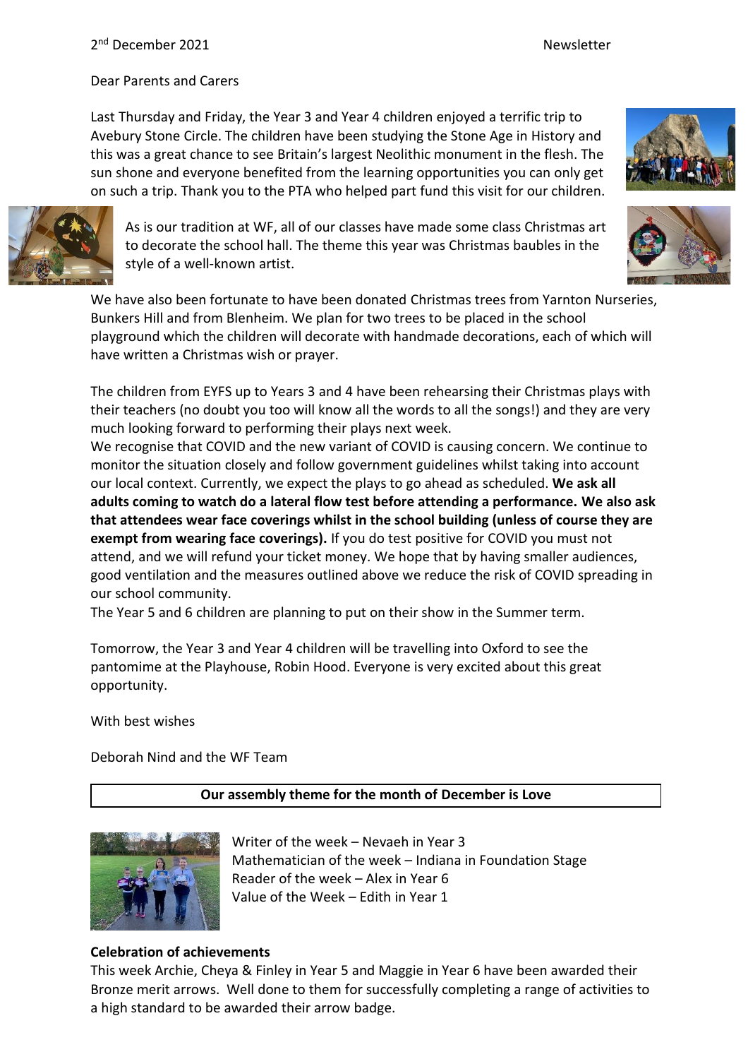2nd December 2021 Newsletter

Dear Parents and Carers

Last Thursday and Friday, the Year 3 and Year 4 children enjoyed a terrific trip to Avebury Stone Circle. The children have been studying the Stone Age in History and this was a great chance to see Britain's largest Neolithic monument in the flesh. The sun shone and everyone benefited from the learning opportunities you can only get on such a trip. Thank you to the PTA who helped part fund this visit for our children.

As is our tradition at WF, all of our classes have made some class Christmas art to decorate the school hall. The theme this year was Christmas baubles in the style of a well-known artist.

We have also been fortunate to have been donated Christmas trees from Yarnton Nurseries, Bunkers Hill and from Blenheim. We plan for two trees to be placed in the school playground which the children will decorate with handmade decorations, each of which will have written a Christmas wish or prayer.

The children from EYFS up to Years 3 and 4 have been rehearsing their Christmas plays with their teachers (no doubt you too will know all the words to all the songs!) and they are very much looking forward to performing their plays next week.

We recognise that COVID and the new variant of COVID is causing concern. We continue to monitor the situation closely and follow government guidelines whilst taking into account our local context. Currently, we expect the plays to go ahead as scheduled. **We ask all adults coming to watch do a lateral flow test before attending a performance. We also ask that attendees wear face coverings whilst in the school building (unless of course they are exempt from wearing face coverings).** If you do test positive for COVID you must not attend, and we will refund your ticket money. We hope that by having smaller audiences, good ventilation and the measures outlined above we reduce the risk of COVID spreading in our school community.

The Year 5 and 6 children are planning to put on their show in the Summer term.

Tomorrow, the Year 3 and Year 4 children will be travelling into Oxford to see the pantomime at the Playhouse, Robin Hood. Everyone is very excited about this great opportunity.

With best wishes

Deborah Nind and the WF Team

**Our assembly theme for the month of December is Love**

Writer of the week – Nevaeh in Year 3
Mathematician of the week – Indiana in Foundation Stage
Reader of the week – Alex in Year 6
Value of the Week – Edith in Year 1

**Celebration of achievements**

This week Archie, Cheya & Finley in Year 5 and Maggie in Year 6 have been awarded their Bronze merit arrows. Well done to them for successfully completing a range of activities to a high standard to be awarded their arrow badge.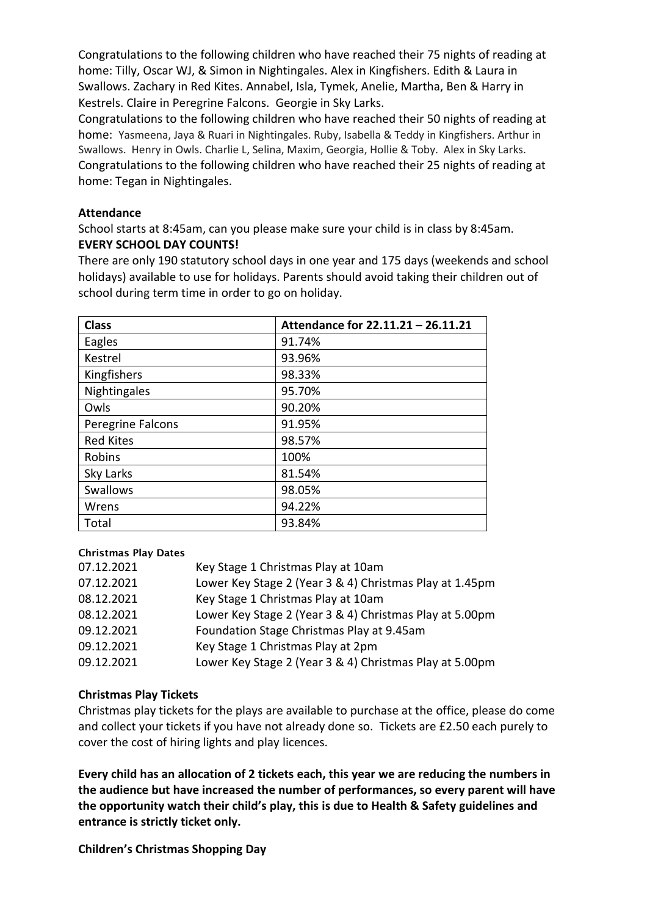Congratulations to the following children who have reached their 75 nights of reading at home: Tilly, Oscar WJ, & Simon in Nightingales. Alex in Kingfishers. Edith & Laura in Swallows. Zachary in Red Kites. Annabel, Isla, Tymek, Anelie, Martha, Ben & Harry in Kestrels. Claire in Peregrine Falcons. Georgie in Sky Larks.

Congratulations to the following children who have reached their 50 nights of reading at home: Yasmeena, Jaya & Ruari in Nightingales. Ruby, Isabella & Teddy in Kingfishers. Arthur in Swallows. Henry in Owls. Charlie L, Selina, Maxim, Georgia, Hollie & Toby. Alex in Sky Larks.

Congratulations to the following children who have reached their 25 nights of reading at home: Tegan in Nightingales.

**Attendance**

School starts at 8:45am, can you please make sure your child is in class by 8:45am.

**EVERY SCHOOL DAY COUNTS!**

There are only 190 statutory school days in one year and 175 days (weekends and school holidays) available to use for holidays. Parents should avoid taking their children out of school during term time in order to go on holiday.

| Class | Attendance for 22.11.21 – 26.11.21 |
|---|---|
| Eagles | 91.74% |
| Kestrel | 93.96% |
| Kingfishers | 98.33% |
| Nightingales | 95.70% |
| Owls | 90.20% |
| Peregrine Falcons | 91.95% |
| Red Kites | 98.57% |
| Robins | 100% |
| Sky Larks | 81.54% |
| Swallows | 98.05% |
| Wrens | 94.22% |
| Total | 93.84% |

**Christmas Play Dates**

| | |
|---|---|
| 07.12.2021 | Key Stage 1 Christmas Play at 10am |
| 07.12.2021 | Lower Key Stage 2 (Year 3 & 4) Christmas Play at 1.45pm |
| 08.12.2021 | Key Stage 1 Christmas Play at 10am |
| 08.12.2021 | Lower Key Stage 2 (Year 3 & 4) Christmas Play at 5.00pm |
| 09.12.2021 | Foundation Stage Christmas Play at 9.45am |
| 09.12.2021 | Key Stage 1 Christmas Play at 2pm |
| 09.12.2021 | Lower Key Stage 2 (Year 3 & 4) Christmas Play at 5.00pm |

**Christmas Play Tickets**

Christmas play tickets for the plays are available to purchase at the office, please do come and collect your tickets if you have not already done so. Tickets are £2.50 each purely to cover the cost of hiring lights and play licences.

**Every child has an allocation of 2 tickets each, this year we are reducing the numbers in the audience but have increased the number of performances, so every parent will have the opportunity watch their child's play, this is due to Health & Safety guidelines and entrance is strictly ticket only.**

**Children's Christmas Shopping Day**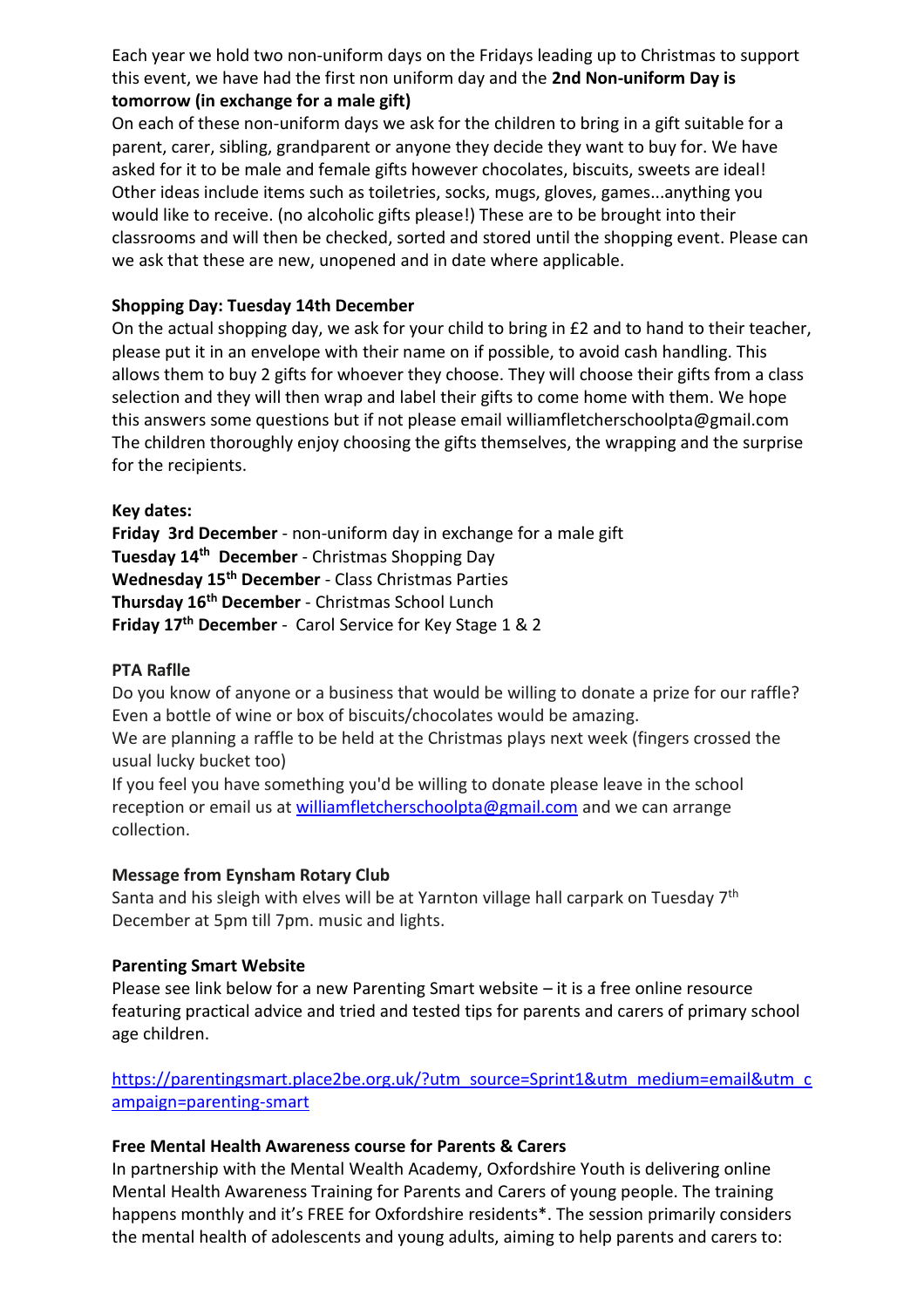Each year we hold two non-uniform days on the Fridays leading up to Christmas to support this event, we have had the first non uniform day and the **2nd Non-uniform Day is tomorrow (in exchange for a male gift)**

On each of these non-uniform days we ask for the children to bring in a gift suitable for a parent, carer, sibling, grandparent or anyone they decide they want to buy for. We have asked for it to be male and female gifts however chocolates, biscuits, sweets are ideal! Other ideas include items such as toiletries, socks, mugs, gloves, games...anything you would like to receive. (no alcoholic gifts please!) These are to be brought into their classrooms and will then be checked, sorted and stored until the shopping event. Please can we ask that these are new, unopened and in date where applicable.

**Shopping Day: Tuesday 14th December**

On the actual shopping day, we ask for your child to bring in £2 and to hand to their teacher, please put it in an envelope with their name on if possible, to avoid cash handling. This allows them to buy 2 gifts for whoever they choose. They will choose their gifts from a class selection and they will then wrap and label their gifts to come home with them. We hope this answers some questions but if not please email williamfletcherschoolpta@gmail.com The children thoroughly enjoy choosing the gifts themselves, the wrapping and the surprise for the recipients.

**Key dates:**

**Friday 3rd December** - non-uniform day in exchange for a male gift
**Tuesday 14th December** - Christmas Shopping Day
**Wednesday 15th December** - Class Christmas Parties
**Thursday 16th December** - Christmas School Lunch
**Friday 17th December** - Carol Service for Key Stage 1 & 2

**PTA Raflle**

Do you know of anyone or a business that would be willing to donate a prize for our raffle? Even a bottle of wine or box of biscuits/chocolates would be amazing.

We are planning a raffle to be held at the Christmas plays next week (fingers crossed the usual lucky bucket too)

If you feel you have something you'd be willing to donate please leave in the school reception or email us at williamfletcherschoolpta@gmail.com and we can arrange collection.

**Message from Eynsham Rotary Club**

Santa and his sleigh with elves will be at Yarnton village hall carpark on Tuesday 7th December at 5pm till 7pm. music and lights.

**Parenting Smart Website**

Please see link below for a new Parenting Smart website – it is a free online resource featuring practical advice and tried and tested tips for parents and carers of primary school age children.

https://parentingsmart.place2be.org.uk/?utm_source=Sprint1&utm_medium=email&utm_campaign=parenting-smart

**Free Mental Health Awareness course for Parents & Carers**

In partnership with the Mental Wealth Academy, Oxfordshire Youth is delivering online Mental Health Awareness Training for Parents and Carers of young people. The training happens monthly and it's FREE for Oxfordshire residents*. The session primarily considers the mental health of adolescents and young adults, aiming to help parents and carers to: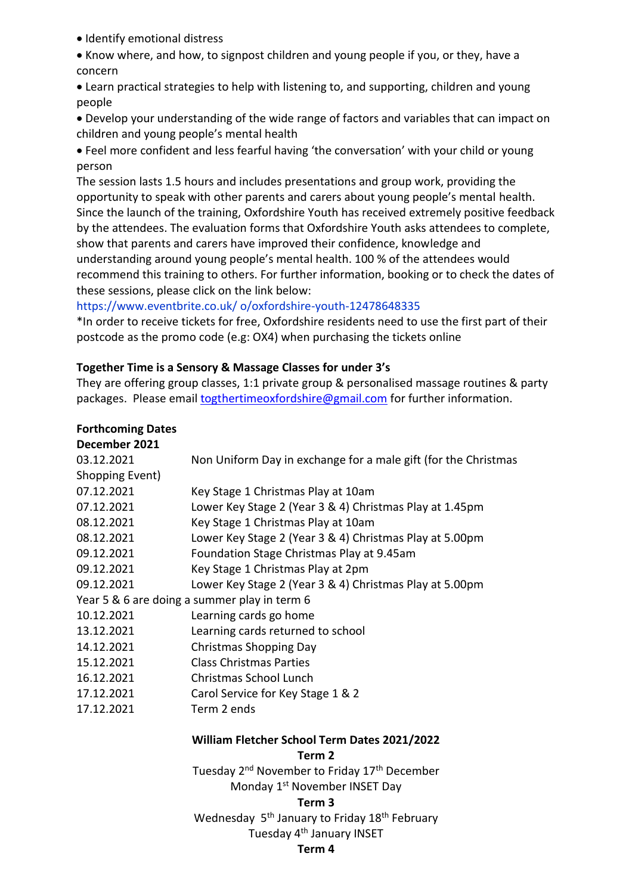- Identify emotional distress
- Know where, and how, to signpost children and young people if you, or they, have a concern
- Learn practical strategies to help with listening to, and supporting, children and young people
- Develop your understanding of the wide range of factors and variables that can impact on children and young people's mental health
- Feel more confident and less fearful having 'the conversation' with your child or young person

The session lasts 1.5 hours and includes presentations and group work, providing the opportunity to speak with other parents and carers about young people's mental health. Since the launch of the training, Oxfordshire Youth has received extremely positive feedback by the attendees. The evaluation forms that Oxfordshire Youth asks attendees to complete, show that parents and carers have improved their confidence, knowledge and understanding around young people's mental health. 100 % of the attendees would recommend this training to others. For further information, booking or to check the dates of these sessions, please click on the link below:

https://www.eventbrite.co.uk/ o/oxfordshire-youth-12478648335

*In order to receive tickets for free, Oxfordshire residents need to use the first part of their postcode as the promo code (e.g: OX4) when purchasing the tickets online

**Together Time is a Sensory & Massage Classes for under 3's**

They are offering group classes, 1:1 private group & personalised massage routines & party packages. Please email togthertimeoxfordshire@gmail.com for further information.

**Forthcoming Dates**

**December 2021**

03.12.2021 Non Uniform Day in exchange for a male gift (for the Christmas Shopping Event)

| | |
|---|---|
| 07.12.2021 | Key Stage 1 Christmas Play at 10am |
| 07.12.2021 | Lower Key Stage 2 (Year 3 & 4) Christmas Play at 1.45pm |
| 08.12.2021 | Key Stage 1 Christmas Play at 10am |
| 08.12.2021 | Lower Key Stage 2 (Year 3 & 4) Christmas Play at 5.00pm |
| 09.12.2021 | Foundation Stage Christmas Play at 9.45am |
| 09.12.2021 | Key Stage 1 Christmas Play at 2pm |
| 09.12.2021 | Lower Key Stage 2 (Year 3 & 4) Christmas Play at 5.00pm |

Year 5 & 6 are doing a summer play in term 6

| | |
|---|---|
| 10.12.2021 | Learning cards go home |
| 13.12.2021 | Learning cards returned to school |
| 14.12.2021 | Christmas Shopping Day |
| 15.12.2021 | Class Christmas Parties |
| 16.12.2021 | Christmas School Lunch |
| 17.12.2021 | Carol Service for Key Stage 1 & 2 |
| 17.12.2021 | Term 2 ends |

**William Fletcher School Term Dates 2021/2022**

**Term 2**

Tuesday 2nd November to Friday 17th December

Monday 1st November INSET Day

**Term 3**

Wednesday 5th January to Friday 18th February

Tuesday 4th January INSET

**Term 4**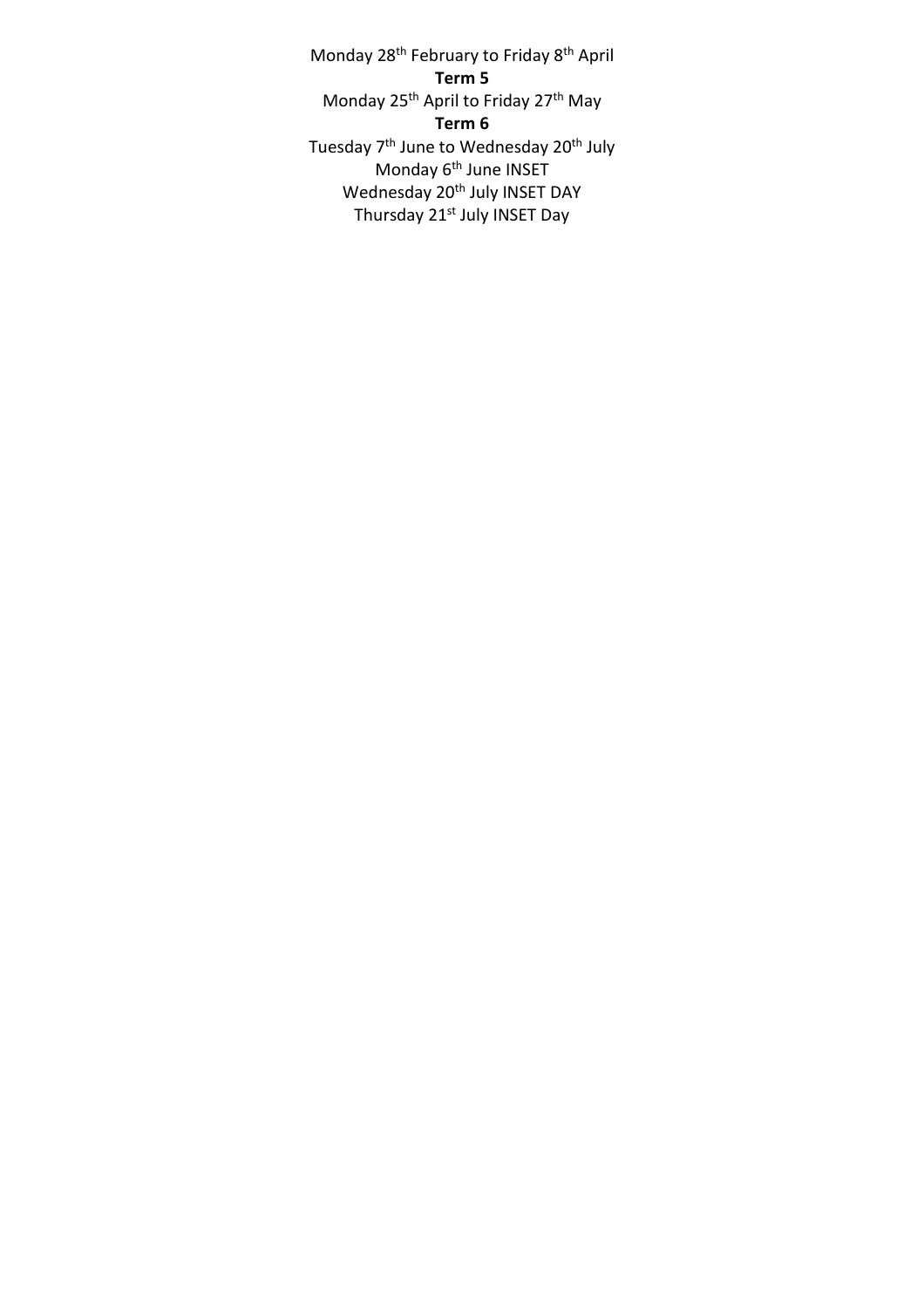Monday 28th February to Friday 8th April

**Term 5**

Monday 25th April to Friday 27th May

**Term 6**

Tuesday 7th June to Wednesday 20th July

Monday 6th June INSET

Wednesday 20th July INSET DAY

Thursday 21st July INSET Day